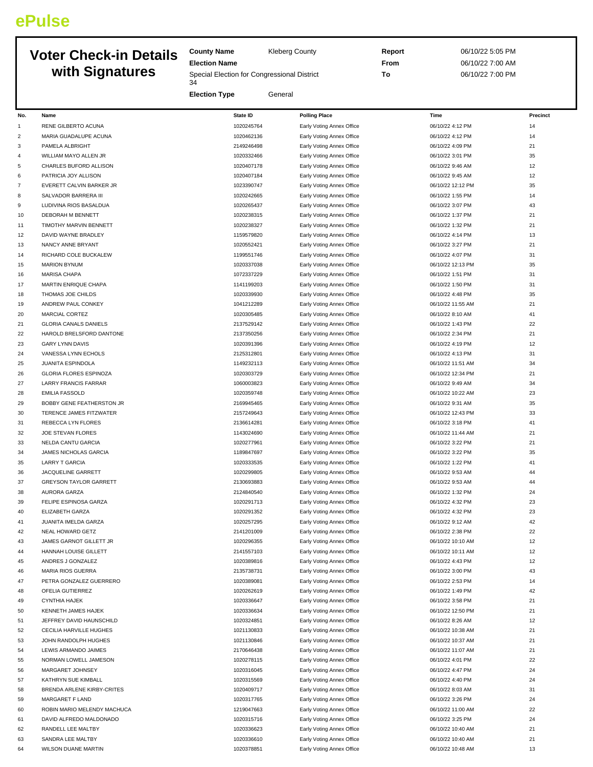ePulse

# Voter Check-in Details with Signatures

**County Name** Kleberg County
**Election Name** Special Election for Congressional District 34
**Election Type** General

**Report** 06/10/22 5:05 PM
**From** 06/10/22 7:00 AM
**To** 06/10/22 7:00 PM

| No. | Name | State ID | Polling Place | Time | Precinct |
|---|---|---|---|---|---|
| 1 | RENE GILBERTO ACUNA | 1020245764 | Early Voting Annex Office | 06/10/22 4:12 PM | 14 |
| 2 | MARIA GUADALUPE ACUNA | 1020462136 | Early Voting Annex Office | 06/10/22 4:12 PM | 14 |
| 3 | PAMELA ALBRIGHT | 2149246498 | Early Voting Annex Office | 06/10/22 4:09 PM | 21 |
| 4 | WILLIAM MAYO ALLEN JR | 1020332466 | Early Voting Annex Office | 06/10/22 3:01 PM | 35 |
| 5 | CHARLES BUFORD ALLISON | 1020407178 | Early Voting Annex Office | 06/10/22 9:46 AM | 12 |
| 6 | PATRICIA JOY ALLISON | 1020407184 | Early Voting Annex Office | 06/10/22 9:45 AM | 12 |
| 7 | EVERETT CALVIN BARKER JR | 1023390747 | Early Voting Annex Office | 06/10/22 12:12 PM | 35 |
| 8 | SALVADOR BARRERA III | 1020242665 | Early Voting Annex Office | 06/10/22 1:55 PM | 14 |
| 9 | LUDIVINA RIOS BASALDUA | 1020265437 | Early Voting Annex Office | 06/10/22 3:07 PM | 43 |
| 10 | DEBORAH M BENNETT | 1020238315 | Early Voting Annex Office | 06/10/22 1:37 PM | 21 |
| 11 | TIMOTHY MARVIN BENNETT | 1020238327 | Early Voting Annex Office | 06/10/22 1:32 PM | 21 |
| 12 | DAVID WAYNE BRADLEY | 1159579820 | Early Voting Annex Office | 06/10/22 4:14 PM | 13 |
| 13 | NANCY ANNE BRYANT | 1020552421 | Early Voting Annex Office | 06/10/22 3:27 PM | 21 |
| 14 | RICHARD COLE BUCKALEW | 1199551746 | Early Voting Annex Office | 06/10/22 4:07 PM | 31 |
| 15 | MARION BYNUM | 1020337038 | Early Voting Annex Office | 06/10/22 12:13 PM | 35 |
| 16 | MARISA CHAPA | 1072337229 | Early Voting Annex Office | 06/10/22 1:51 PM | 31 |
| 17 | MARTIN ENRIQUE CHAPA | 1141199203 | Early Voting Annex Office | 06/10/22 1:50 PM | 31 |
| 18 | THOMAS JOE CHILDS | 1020339930 | Early Voting Annex Office | 06/10/22 4:48 PM | 35 |
| 19 | ANDREW PAUL CONKEY | 1041212289 | Early Voting Annex Office | 06/10/22 11:55 AM | 21 |
| 20 | MARCIAL CORTEZ | 1020305485 | Early Voting Annex Office | 06/10/22 8:10 AM | 41 |
| 21 | GLORIA CANALS DANIELS | 2137529142 | Early Voting Annex Office | 06/10/22 1:43 PM | 22 |
| 22 | HAROLD BRELSFORD DANTONE | 2137350256 | Early Voting Annex Office | 06/10/22 2:34 PM | 21 |
| 23 | GARY LYNN DAVIS | 1020391396 | Early Voting Annex Office | 06/10/22 4:19 PM | 12 |
| 24 | VANESSA LYNN ECHOLS | 2125312801 | Early Voting Annex Office | 06/10/22 4:13 PM | 31 |
| 25 | JUANITA ESPINDOLA | 1149232113 | Early Voting Annex Office | 06/10/22 11:51 AM | 34 |
| 26 | GLORIA FLORES ESPINOZA | 1020303729 | Early Voting Annex Office | 06/10/22 12:34 PM | 21 |
| 27 | LARRY FRANCIS FARRAR | 1060003823 | Early Voting Annex Office | 06/10/22 9:49 AM | 34 |
| 28 | EMILIA FASSOLD | 1020359748 | Early Voting Annex Office | 06/10/22 10:22 AM | 23 |
| 29 | BOBBY GENE FEATHERSTON JR | 2169945465 | Early Voting Annex Office | 06/10/22 9:31 AM | 35 |
| 30 | TERENCE JAMES FITZWATER | 2157249643 | Early Voting Annex Office | 06/10/22 12:43 PM | 33 |
| 31 | REBECCA LYN FLORES | 2136614281 | Early Voting Annex Office | 06/10/22 3:18 PM | 41 |
| 32 | JOE STEVAN FLORES | 1143024690 | Early Voting Annex Office | 06/10/22 11:44 AM | 21 |
| 33 | NELDA CANTU GARCIA | 1020277961 | Early Voting Annex Office | 06/10/22 3:22 PM | 21 |
| 34 | JAMES NICHOLAS GARCIA | 1189847697 | Early Voting Annex Office | 06/10/22 3:22 PM | 35 |
| 35 | LARRY T GARCIA | 1020333535 | Early Voting Annex Office | 06/10/22 1:22 PM | 41 |
| 36 | JACQUELINE GARRETT | 1020299805 | Early Voting Annex Office | 06/10/22 9:53 AM | 44 |
| 37 | GREYSON TAYLOR GARRETT | 2130693883 | Early Voting Annex Office | 06/10/22 9:53 AM | 44 |
| 38 | AURORA GARZA | 2124840540 | Early Voting Annex Office | 06/10/22 1:32 PM | 24 |
| 39 | FELIPE ESPINOSA GARZA | 1020291713 | Early Voting Annex Office | 06/10/22 4:32 PM | 23 |
| 40 | ELIZABETH GARZA | 1020291352 | Early Voting Annex Office | 06/10/22 4:32 PM | 23 |
| 41 | JUANITA IMELDA GARZA | 1020257295 | Early Voting Annex Office | 06/10/22 9:12 AM | 42 |
| 42 | NEAL HOWARD GETZ | 2141201009 | Early Voting Annex Office | 06/10/22 2:38 PM | 22 |
| 43 | JAMES GARNOT GILLETT JR | 1020296355 | Early Voting Annex Office | 06/10/22 10:10 AM | 12 |
| 44 | HANNAH LOUISE GILLETT | 2141557103 | Early Voting Annex Office | 06/10/22 10:11 AM | 12 |
| 45 | ANDRES J GONZALEZ | 1020389816 | Early Voting Annex Office | 06/10/22 4:43 PM | 12 |
| 46 | MARIA RIOS GUERRA | 2135738731 | Early Voting Annex Office | 06/10/22 3:00 PM | 43 |
| 47 | PETRA GONZALEZ GUERRERO | 1020389081 | Early Voting Annex Office | 06/10/22 2:53 PM | 14 |
| 48 | OFELIA GUTIERREZ | 1020262619 | Early Voting Annex Office | 06/10/22 1:49 PM | 42 |
| 49 | CYNTHIA HAJEK | 1020336647 | Early Voting Annex Office | 06/10/22 3:58 PM | 21 |
| 50 | KENNETH JAMES HAJEK | 1020336634 | Early Voting Annex Office | 06/10/22 12:50 PM | 21 |
| 51 | JEFFREY DAVID HAUNSCHILD | 1020324851 | Early Voting Annex Office | 06/10/22 8:26 AM | 12 |
| 52 | CECILIA HARVILLE HUGHES | 1021130833 | Early Voting Annex Office | 06/10/22 10:38 AM | 21 |
| 53 | JOHN RANDOLPH HUGHES | 1021130846 | Early Voting Annex Office | 06/10/22 10:37 AM | 21 |
| 54 | LEWIS ARMANDO JAIMES | 2170646438 | Early Voting Annex Office | 06/10/22 11:07 AM | 21 |
| 55 | NORMAN LOWELL JAMESON | 1020278115 | Early Voting Annex Office | 06/10/22 4:01 PM | 22 |
| 56 | MARGARET JOHNSEY | 1020316045 | Early Voting Annex Office | 06/10/22 4:47 PM | 24 |
| 57 | KATHRYN SUE KIMBALL | 1020315569 | Early Voting Annex Office | 06/10/22 4:40 PM | 24 |
| 58 | BRENDA ARLENE KIRBY-CRITES | 1020409717 | Early Voting Annex Office | 06/10/22 8:03 AM | 31 |
| 59 | MARGARET F LAND | 1020317765 | Early Voting Annex Office | 06/10/22 3:26 PM | 24 |
| 60 | ROBIN MARIO MELENDY MACHUCA | 1219047663 | Early Voting Annex Office | 06/10/22 11:00 AM | 22 |
| 61 | DAVID ALFREDO MALDONADO | 1020315716 | Early Voting Annex Office | 06/10/22 3:25 PM | 24 |
| 62 | RANDELL LEE MALTBY | 1020336623 | Early Voting Annex Office | 06/10/22 10:40 AM | 21 |
| 63 | SANDRA LEE MALTBY | 1020336610 | Early Voting Annex Office | 06/10/22 10:40 AM | 21 |
| 64 | WILSON DUANE MARTIN | 1020378851 | Early Voting Annex Office | 06/10/22 10:48 AM | 13 |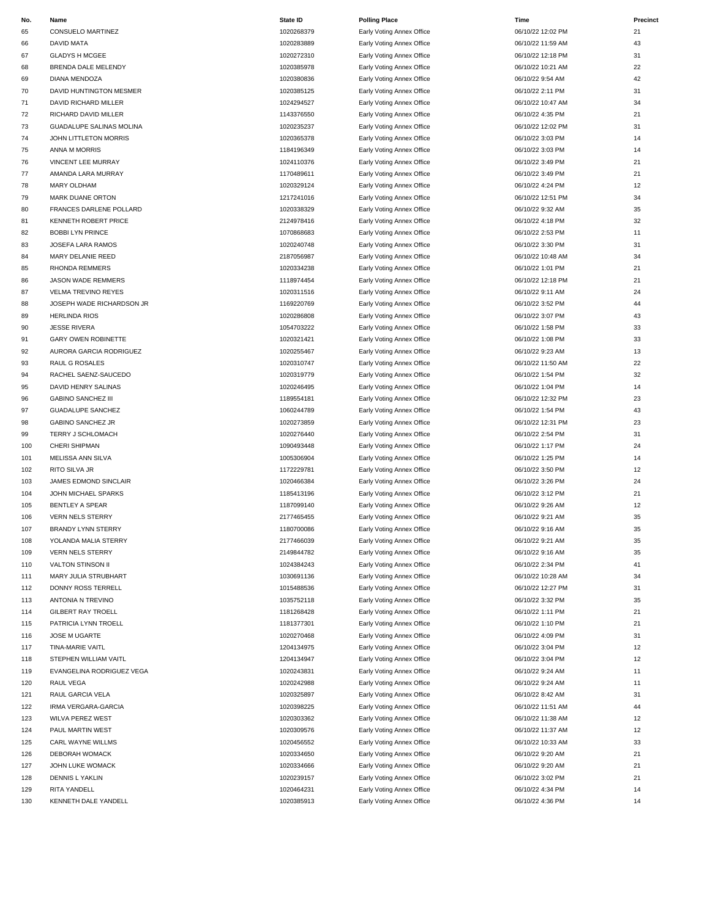| No. | Name | State ID | Polling Place | Time | Precinct |
|---|---|---|---|---|---|
| 65 | CONSUELO MARTINEZ | 1020268379 | Early Voting Annex Office | 06/10/22 12:02 PM | 21 |
| 66 | DAVID MATA | 1020283889 | Early Voting Annex Office | 06/10/22 11:59 AM | 43 |
| 67 | GLADYS H MCGEE | 1020272310 | Early Voting Annex Office | 06/10/22 12:18 PM | 31 |
| 68 | BRENDA DALE MELENDY | 1020385978 | Early Voting Annex Office | 06/10/22 10:21 AM | 22 |
| 69 | DIANA MENDOZA | 1020380836 | Early Voting Annex Office | 06/10/22 9:54 AM | 42 |
| 70 | DAVID HUNTINGTON MESMER | 1020385125 | Early Voting Annex Office | 06/10/22 2:11 PM | 31 |
| 71 | DAVID RICHARD MILLER | 1024294527 | Early Voting Annex Office | 06/10/22 10:47 AM | 34 |
| 72 | RICHARD DAVID MILLER | 1143376550 | Early Voting Annex Office | 06/10/22 4:35 PM | 21 |
| 73 | GUADALUPE SALINAS MOLINA | 1020235237 | Early Voting Annex Office | 06/10/22 12:02 PM | 31 |
| 74 | JOHN LITTLETON MORRIS | 1020365378 | Early Voting Annex Office | 06/10/22 3:03 PM | 14 |
| 75 | ANNA M MORRIS | 1184196349 | Early Voting Annex Office | 06/10/22 3:03 PM | 14 |
| 76 | VINCENT LEE MURRAY | 1024110376 | Early Voting Annex Office | 06/10/22 3:49 PM | 21 |
| 77 | AMANDA LARA MURRAY | 1170489611 | Early Voting Annex Office | 06/10/22 3:49 PM | 21 |
| 78 | MARY OLDHAM | 1020329124 | Early Voting Annex Office | 06/10/22 4:24 PM | 12 |
| 79 | MARK DUANE ORTON | 1217241016 | Early Voting Annex Office | 06/10/22 12:51 PM | 34 |
| 80 | FRANCES DARLENE POLLARD | 1020338329 | Early Voting Annex Office | 06/10/22 9:32 AM | 35 |
| 81 | KENNETH ROBERT PRICE | 2124978416 | Early Voting Annex Office | 06/10/22 4:18 PM | 32 |
| 82 | BOBBI LYN PRINCE | 1070868683 | Early Voting Annex Office | 06/10/22 2:53 PM | 11 |
| 83 | JOSEFA LARA RAMOS | 1020240748 | Early Voting Annex Office | 06/10/22 3:30 PM | 31 |
| 84 | MARY DELANIE REED | 2187056987 | Early Voting Annex Office | 06/10/22 10:48 AM | 34 |
| 85 | RHONDA REMMERS | 1020334238 | Early Voting Annex Office | 06/10/22 1:01 PM | 21 |
| 86 | JASON WADE REMMERS | 1118974454 | Early Voting Annex Office | 06/10/22 12:18 PM | 21 |
| 87 | VELMA TREVINO REYES | 1020311516 | Early Voting Annex Office | 06/10/22 9:11 AM | 24 |
| 88 | JOSEPH WADE RICHARDSON JR | 1169220769 | Early Voting Annex Office | 06/10/22 3:52 PM | 44 |
| 89 | HERLINDA RIOS | 1020286808 | Early Voting Annex Office | 06/10/22 3:07 PM | 43 |
| 90 | JESSE RIVERA | 1054703222 | Early Voting Annex Office | 06/10/22 1:58 PM | 33 |
| 91 | GARY OWEN ROBINETTE | 1020321421 | Early Voting Annex Office | 06/10/22 1:08 PM | 33 |
| 92 | AURORA GARCIA RODRIGUEZ | 1020255467 | Early Voting Annex Office | 06/10/22 9:23 AM | 13 |
| 93 | RAUL G ROSALES | 1020310747 | Early Voting Annex Office | 06/10/22 11:50 AM | 22 |
| 94 | RACHEL SAENZ-SAUCEDO | 1020319779 | Early Voting Annex Office | 06/10/22 1:54 PM | 32 |
| 95 | DAVID HENRY SALINAS | 1020246495 | Early Voting Annex Office | 06/10/22 1:04 PM | 14 |
| 96 | GABINO SANCHEZ III | 1189554181 | Early Voting Annex Office | 06/10/22 12:32 PM | 23 |
| 97 | GUADALUPE SANCHEZ | 1060244789 | Early Voting Annex Office | 06/10/22 1:54 PM | 43 |
| 98 | GABINO SANCHEZ JR | 1020273859 | Early Voting Annex Office | 06/10/22 12:31 PM | 23 |
| 99 | TERRY J SCHLOMACH | 1020276440 | Early Voting Annex Office | 06/10/22 2:54 PM | 31 |
| 100 | CHERI SHIPMAN | 1090493448 | Early Voting Annex Office | 06/10/22 1:17 PM | 24 |
| 101 | MELISSA ANN SILVA | 1005306904 | Early Voting Annex Office | 06/10/22 1:25 PM | 14 |
| 102 | RITO SILVA JR | 1172229781 | Early Voting Annex Office | 06/10/22 3:50 PM | 12 |
| 103 | JAMES EDMOND SINCLAIR | 1020466384 | Early Voting Annex Office | 06/10/22 3:26 PM | 24 |
| 104 | JOHN MICHAEL SPARKS | 1185413196 | Early Voting Annex Office | 06/10/22 3:12 PM | 21 |
| 105 | BENTLEY A SPEAR | 1187099140 | Early Voting Annex Office | 06/10/22 9:26 AM | 12 |
| 106 | VERN NELS STERRY | 2177465455 | Early Voting Annex Office | 06/10/22 9:21 AM | 35 |
| 107 | BRANDY LYNN STERRY | 1180700086 | Early Voting Annex Office | 06/10/22 9:16 AM | 35 |
| 108 | YOLANDA MALIA STERRY | 2177466039 | Early Voting Annex Office | 06/10/22 9:21 AM | 35 |
| 109 | VERN NELS STERRY | 2149844782 | Early Voting Annex Office | 06/10/22 9:16 AM | 35 |
| 110 | VALTON STINSON II | 1024384243 | Early Voting Annex Office | 06/10/22 2:34 PM | 41 |
| 111 | MARY JULIA STRUBHART | 1030691136 | Early Voting Annex Office | 06/10/22 10:28 AM | 34 |
| 112 | DONNY ROSS TERRELL | 1015488536 | Early Voting Annex Office | 06/10/22 12:27 PM | 31 |
| 113 | ANTONIA N TREVINO | 1035752118 | Early Voting Annex Office | 06/10/22 3:32 PM | 35 |
| 114 | GILBERT RAY TROELL | 1181268428 | Early Voting Annex Office | 06/10/22 1:11 PM | 21 |
| 115 | PATRICIA LYNN TROELL | 1181377301 | Early Voting Annex Office | 06/10/22 1:10 PM | 21 |
| 116 | JOSE M UGARTE | 1020270468 | Early Voting Annex Office | 06/10/22 4:09 PM | 31 |
| 117 | TINA-MARIE VAITL | 1204134975 | Early Voting Annex Office | 06/10/22 3:04 PM | 12 |
| 118 | STEPHEN WILLIAM VAITL | 1204134947 | Early Voting Annex Office | 06/10/22 3:04 PM | 12 |
| 119 | EVANGELINA RODRIGUEZ VEGA | 1020243831 | Early Voting Annex Office | 06/10/22 9:24 AM | 11 |
| 120 | RAUL VEGA | 1020242988 | Early Voting Annex Office | 06/10/22 9:24 AM | 11 |
| 121 | RAUL GARCIA VELA | 1020325897 | Early Voting Annex Office | 06/10/22 8:42 AM | 31 |
| 122 | IRMA VERGARA-GARCIA | 1020398225 | Early Voting Annex Office | 06/10/22 11:51 AM | 44 |
| 123 | WILVA PEREZ WEST | 1020303362 | Early Voting Annex Office | 06/10/22 11:38 AM | 12 |
| 124 | PAUL MARTIN WEST | 1020309576 | Early Voting Annex Office | 06/10/22 11:37 AM | 12 |
| 125 | CARL WAYNE WILLMS | 1020456552 | Early Voting Annex Office | 06/10/22 10:33 AM | 33 |
| 126 | DEBORAH WOMACK | 1020334650 | Early Voting Annex Office | 06/10/22 9:20 AM | 21 |
| 127 | JOHN LUKE WOMACK | 1020334666 | Early Voting Annex Office | 06/10/22 9:20 AM | 21 |
| 128 | DENNIS L YAKLIN | 1020239157 | Early Voting Annex Office | 06/10/22 3:02 PM | 21 |
| 129 | RITA YANDELL | 1020464231 | Early Voting Annex Office | 06/10/22 4:34 PM | 14 |
| 130 | KENNETH DALE YANDELL | 1020385913 | Early Voting Annex Office | 06/10/22 4:36 PM | 14 |